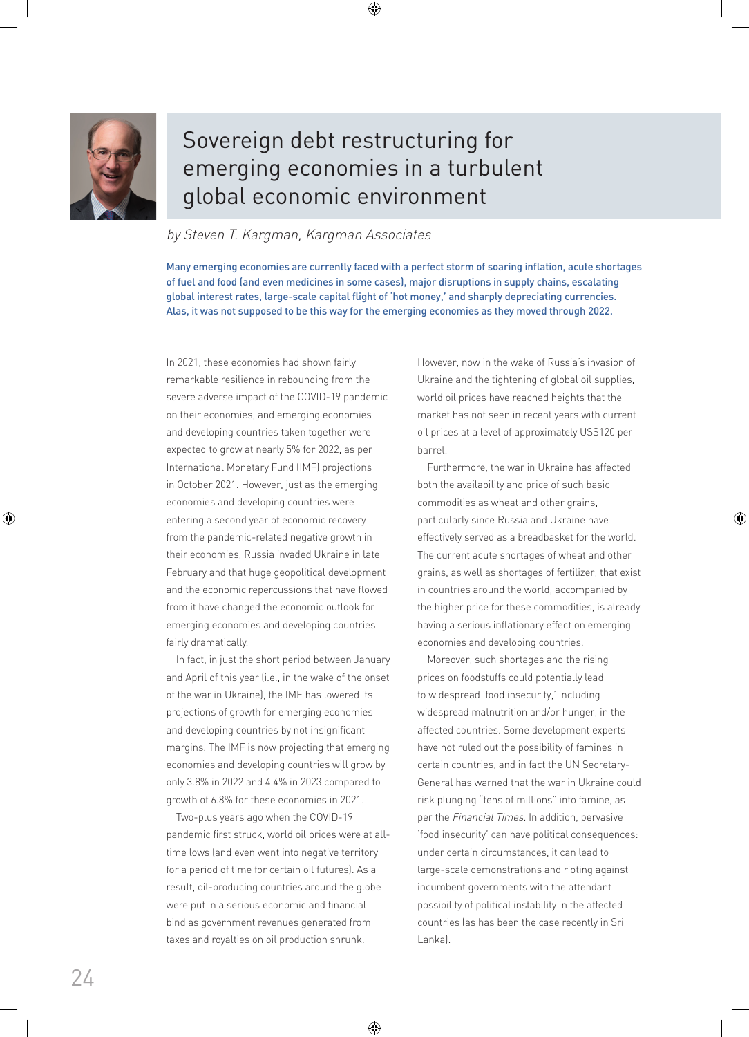# Sovereign debt restructuring for emerging economies in a turbulent global economic environment

*by Steven T. Kargman, Kargman Associates*

**Many emerging economies are currently faced with a perfect storm of soaring inflation, acute shortages of fuel and food (and even medicines in some cases), major disruptions in supply chains, escalating global interest rates, large-scale capital flight of 'hot money,' and sharply depreciating currencies. Alas, it was not supposed to be this way for the emerging economies as they moved through 2022.**

In 2021, these economies had shown fairly remarkable resilience in rebounding from the severe adverse impact of the COVID-19 pandemic on their economies, and emerging economies and developing countries taken together were expected to grow at nearly 5% for 2022, as per International Monetary Fund (IMF) projections in October 2021. However, just as the emerging economies and developing countries were entering a second year of economic recovery from the pandemic-related negative growth in their economies, Russia invaded Ukraine in late February and that huge geopolitical development and the economic repercussions that have flowed from it have changed the economic outlook for emerging economies and developing countries fairly dramatically.

In fact, in just the short period between January and April of this year (i.e., in the wake of the onset of the war in Ukraine), the IMF has lowered its projections of growth for emerging economies and developing countries by not insignificant margins. The IMF is now projecting that emerging economies and developing countries will grow by only 3.8% in 2022 and 4.4% in 2023 compared to growth of 6.8% for these economies in 2021.

Two-plus years ago when the COVID-19 pandemic first struck, world oil prices were at all-time lows (and even went into negative territory for a period of time for certain oil futures). As a result, oil-producing countries around the globe were put in a serious economic and financial bind as government revenues generated from taxes and royalties on oil production shrunk. However, now in the wake of Russia's invasion of Ukraine and the tightening of global oil supplies, world oil prices have reached heights that the market has not seen in recent years with current oil prices at a level of approximately US$120 per barrel.

Furthermore, the war in Ukraine has affected both the availability and price of such basic commodities as wheat and other grains, particularly since Russia and Ukraine have effectively served as a breadbasket for the world. The current acute shortages of wheat and other grains, as well as shortages of fertilizer, that exist in countries around the world, accompanied by the higher price for these commodities, is already having a serious inflationary effect on emerging economies and developing countries.

Moreover, such shortages and the rising prices on foodstuffs could potentially lead to widespread 'food insecurity,' including widespread malnutrition and/or hunger, in the affected countries. Some development experts have not ruled out the possibility of famines in certain countries, and in fact the UN Secretary-General has warned that the war in Ukraine could risk plunging "tens of millions" into famine, as per the *Financial Times*. In addition, pervasive 'food insecurity' can have political consequences: under certain circumstances, it can lead to large-scale demonstrations and rioting against incumbent governments with the attendant possibility of political instability in the affected countries (as has been the case recently in Sri Lanka).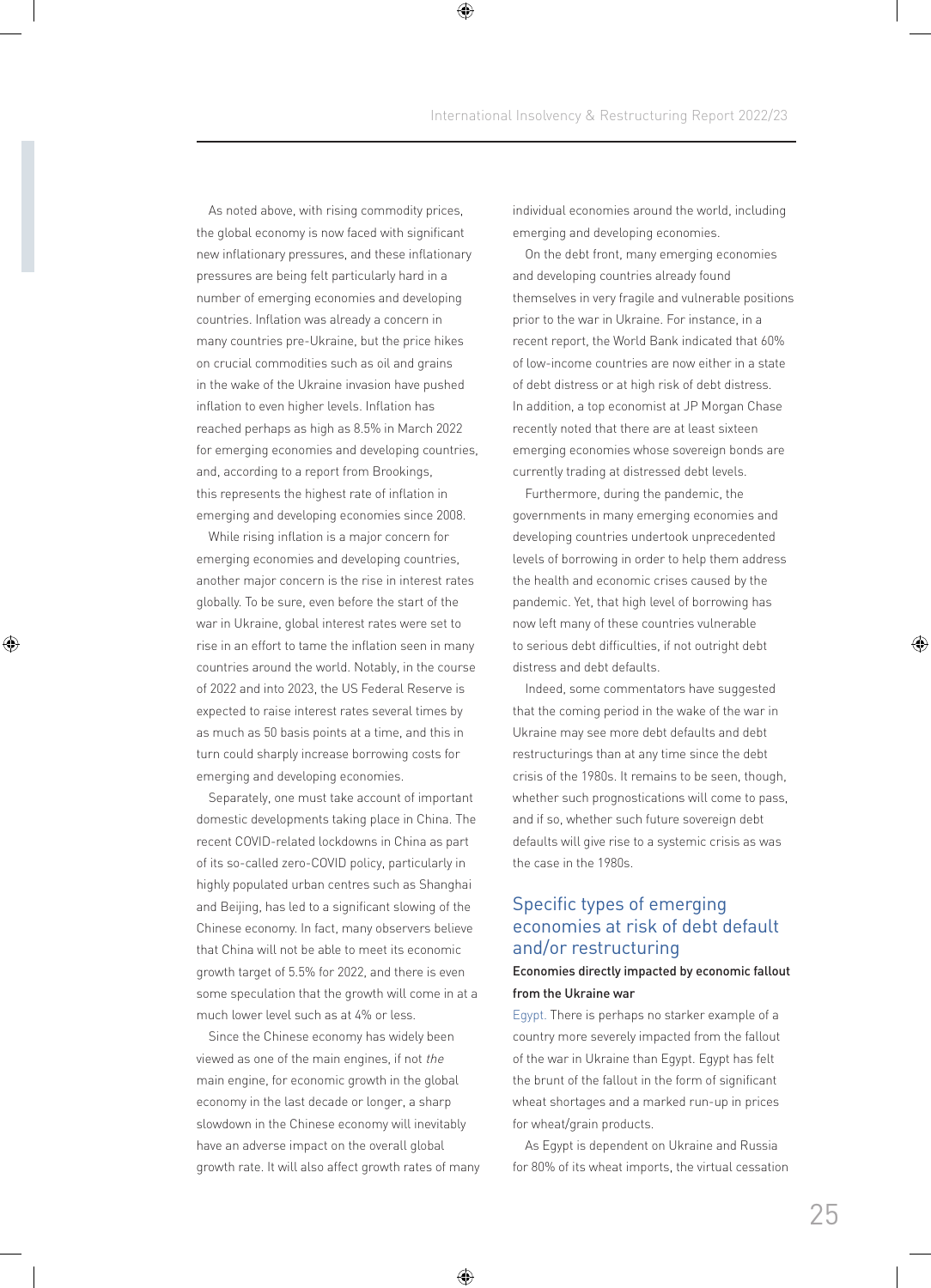As noted above, with rising commodity prices, the global economy is now faced with significant new inflationary pressures, and these inflationary pressures are being felt particularly hard in a number of emerging economies and developing countries. Inflation was already a concern in many countries pre-Ukraine, but the price hikes on crucial commodities such as oil and grains in the wake of the Ukraine invasion have pushed inflation to even higher levels. Inflation has reached perhaps as high as 8.5% in March 2022 for emerging economies and developing countries, and, according to a report from Brookings, this represents the highest rate of inflation in emerging and developing economies since 2008.

While rising inflation is a major concern for emerging economies and developing countries, another major concern is the rise in interest rates globally. To be sure, even before the start of the war in Ukraine, global interest rates were set to rise in an effort to tame the inflation seen in many countries around the world. Notably, in the course of 2022 and into 2023, the US Federal Reserve is expected to raise interest rates several times by as much as 50 basis points at a time, and this in turn could sharply increase borrowing costs for emerging and developing economies.

Separately, one must take account of important domestic developments taking place in China. The recent COVID-related lockdowns in China as part of its so-called zero-COVID policy, particularly in highly populated urban centres such as Shanghai and Beijing, has led to a significant slowing of the Chinese economy. In fact, many observers believe that China will not be able to meet its economic growth target of 5.5% for 2022, and there is even some speculation that the growth will come in at a much lower level such as at 4% or less.

Since the Chinese economy has widely been viewed as one of the main engines, if not *the* main engine, for economic growth in the global economy in the last decade or longer, a sharp slowdown in the Chinese economy will inevitably have an adverse impact on the overall global growth rate. It will also affect growth rates of many individual economies around the world, including emerging and developing economies.

On the debt front, many emerging economies and developing countries already found themselves in very fragile and vulnerable positions prior to the war in Ukraine. For instance, in a recent report, the World Bank indicated that 60% of low-income countries are now either in a state of debt distress or at high risk of debt distress. In addition, a top economist at JP Morgan Chase recently noted that there are at least sixteen emerging economies whose sovereign bonds are currently trading at distressed debt levels.

Furthermore, during the pandemic, the governments in many emerging economies and developing countries undertook unprecedented levels of borrowing in order to help them address the health and economic crises caused by the pandemic. Yet, that high level of borrowing has now left many of these countries vulnerable to serious debt difficulties, if not outright debt distress and debt defaults.

Indeed, some commentators have suggested that the coming period in the wake of the war in Ukraine may see more debt defaults and debt restructurings than at any time since the debt crisis of the 1980s. It remains to be seen, though, whether such prognostications will come to pass, and if so, whether such future sovereign debt defaults will give rise to a systemic crisis as was the case in the 1980s.

## Specific types of emerging economies at risk of debt default and/or restructuring

### Economies directly impacted by economic fallout from the Ukraine war

Egypt. There is perhaps no starker example of a country more severely impacted from the fallout of the war in Ukraine than Egypt. Egypt has felt the brunt of the fallout in the form of significant wheat shortages and a marked run-up in prices for wheat/grain products.

As Egypt is dependent on Ukraine and Russia for 80% of its wheat imports, the virtual cessation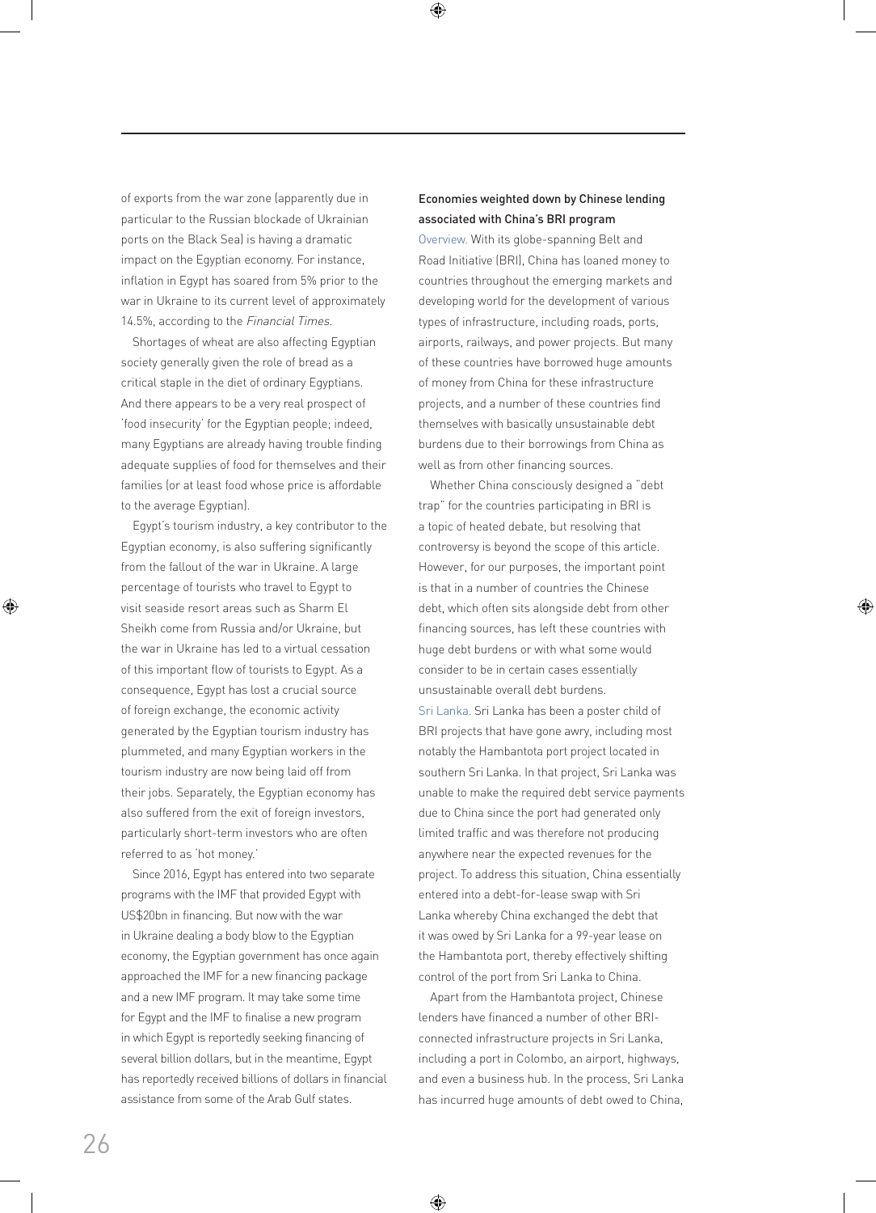of exports from the war zone (apparently due in particular to the Russian blockade of Ukrainian ports on the Black Sea) is having a dramatic impact on the Egyptian economy. For instance, inflation in Egypt has soared from 5% prior to the war in Ukraine to its current level of approximately 14.5%, according to the *Financial Times*.

Shortages of wheat are also affecting Egyptian society generally given the role of bread as a critical staple in the diet of ordinary Egyptians. And there appears to be a very real prospect of 'food insecurity' for the Egyptian people; indeed, many Egyptians are already having trouble finding adequate supplies of food for themselves and their families (or at least food whose price is affordable to the average Egyptian).

Egypt's tourism industry, a key contributor to the Egyptian economy, is also suffering significantly from the fallout of the war in Ukraine. A large percentage of tourists who travel to Egypt to visit seaside resort areas such as Sharm El Sheikh come from Russia and/or Ukraine, but the war in Ukraine has led to a virtual cessation of this important flow of tourists to Egypt. As a consequence, Egypt has lost a crucial source of foreign exchange, the economic activity generated by the Egyptian tourism industry has plummeted, and many Egyptian workers in the tourism industry are now being laid off from their jobs. Separately, the Egyptian economy has also suffered from the exit of foreign investors, particularly short-term investors who are often referred to as 'hot money.'

Since 2016, Egypt has entered into two separate programs with the IMF that provided Egypt with US$20bn in financing. But now with the war in Ukraine dealing a body blow to the Egyptian economy, the Egyptian government has once again approached the IMF for a new financing package and a new IMF program. It may take some time for Egypt and the IMF to finalise a new program in which Egypt is reportedly seeking financing of several billion dollars, but in the meantime, Egypt has reportedly received billions of dollars in financial assistance from some of the Arab Gulf states.

### Economies weighted down by Chinese lending associated with China's BRI program

Overview. With its globe-spanning Belt and Road Initiative (BRI), China has loaned money to countries throughout the emerging markets and developing world for the development of various types of infrastructure, including roads, ports, airports, railways, and power projects. But many of these countries have borrowed huge amounts of money from China for these infrastructure projects, and a number of these countries find themselves with basically unsustainable debt burdens due to their borrowings from China as well as from other financing sources.

Whether China consciously designed a "debt trap" for the countries participating in BRI is a topic of heated debate, but resolving that controversy is beyond the scope of this article. However, for our purposes, the important point is that in a number of countries the Chinese debt, which often sits alongside debt from other financing sources, has left these countries with huge debt burdens or with what some would consider to be in certain cases essentially unsustainable overall debt burdens.

Sri Lanka. Sri Lanka has been a poster child of BRI projects that have gone awry, including most notably the Hambantota port project located in southern Sri Lanka. In that project, Sri Lanka was unable to make the required debt service payments due to China since the port had generated only limited traffic and was therefore not producing anywhere near the expected revenues for the project. To address this situation, China essentially entered into a debt-for-lease swap with Sri Lanka whereby China exchanged the debt that it was owed by Sri Lanka for a 99-year lease on the Hambantota port, thereby effectively shifting control of the port from Sri Lanka to China.

Apart from the Hambantota project, Chinese lenders have financed a number of other BRI-connected infrastructure projects in Sri Lanka, including a port in Colombo, an airport, highways, and even a business hub. In the process, Sri Lanka has incurred huge amounts of debt owed to China,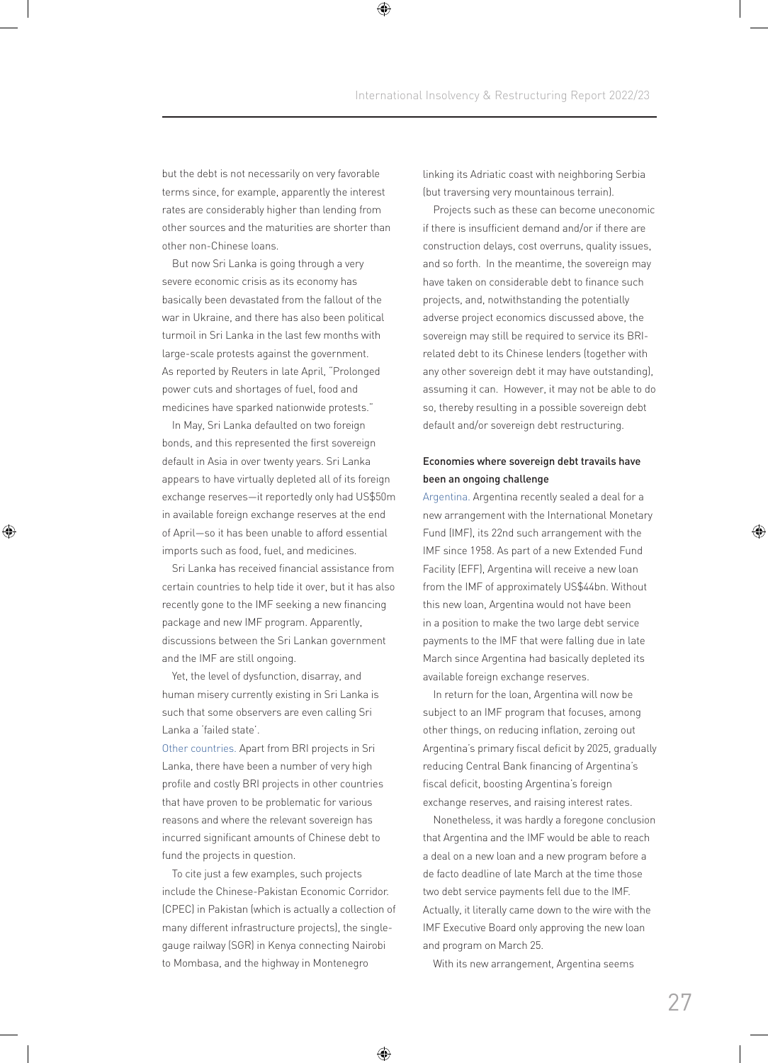but the debt is not necessarily on very favorable terms since, for example, apparently the interest rates are considerably higher than lending from other sources and the maturities are shorter than other non-Chinese loans.

But now Sri Lanka is going through a very severe economic crisis as its economy has basically been devastated from the fallout of the war in Ukraine, and there has also been political turmoil in Sri Lanka in the last few months with large-scale protests against the government. As reported by Reuters in late April, "Prolonged power cuts and shortages of fuel, food and medicines have sparked nationwide protests."

In May, Sri Lanka defaulted on two foreign bonds, and this represented the first sovereign default in Asia in over twenty years. Sri Lanka appears to have virtually depleted all of its foreign exchange reserves—it reportedly only had US$50m in available foreign exchange reserves at the end of April—so it has been unable to afford essential imports such as food, fuel, and medicines.

Sri Lanka has received financial assistance from certain countries to help tide it over, but it has also recently gone to the IMF seeking a new financing package and new IMF program. Apparently, discussions between the Sri Lankan government and the IMF are still ongoing.

Yet, the level of dysfunction, disarray, and human misery currently existing in Sri Lanka is such that some observers are even calling Sri Lanka a 'failed state'.

Other countries. Apart from BRI projects in Sri Lanka, there have been a number of very high profile and costly BRI projects in other countries that have proven to be problematic for various reasons and where the relevant sovereign has incurred significant amounts of Chinese debt to fund the projects in question.

To cite just a few examples, such projects include the Chinese-Pakistan Economic Corridor (CPEC) in Pakistan (which is actually a collection of many different infrastructure projects), the single-gauge railway (SGR) in Kenya connecting Nairobi to Mombasa, and the highway in Montenegro linking its Adriatic coast with neighboring Serbia (but traversing very mountainous terrain).

Projects such as these can become uneconomic if there is insufficient demand and/or if there are construction delays, cost overruns, quality issues, and so forth. In the meantime, the sovereign may have taken on considerable debt to finance such projects, and, notwithstanding the potentially adverse project economics discussed above, the sovereign may still be required to service its BRI-related debt to its Chinese lenders (together with any other sovereign debt it may have outstanding), assuming it can. However, it may not be able to do so, thereby resulting in a possible sovereign debt default and/or sovereign debt restructuring.

### Economies where sovereign debt travails have been an ongoing challenge

Argentina. Argentina recently sealed a deal for a new arrangement with the International Monetary Fund (IMF), its 22nd such arrangement with the IMF since 1958. As part of a new Extended Fund Facility (EFF), Argentina will receive a new loan from the IMF of approximately US$44bn. Without this new loan, Argentina would not have been in a position to make the two large debt service payments to the IMF that were falling due in late March since Argentina had basically depleted its available foreign exchange reserves.

In return for the loan, Argentina will now be subject to an IMF program that focuses, among other things, on reducing inflation, zeroing out Argentina's primary fiscal deficit by 2025, gradually reducing Central Bank financing of Argentina's fiscal deficit, boosting Argentina's foreign exchange reserves, and raising interest rates.

Nonetheless, it was hardly a foregone conclusion that Argentina and the IMF would be able to reach a deal on a new loan and a new program before a de facto deadline of late March at the time those two debt service payments fell due to the IMF. Actually, it literally came down to the wire with the IMF Executive Board only approving the new loan and program on March 25.

With its new arrangement, Argentina seems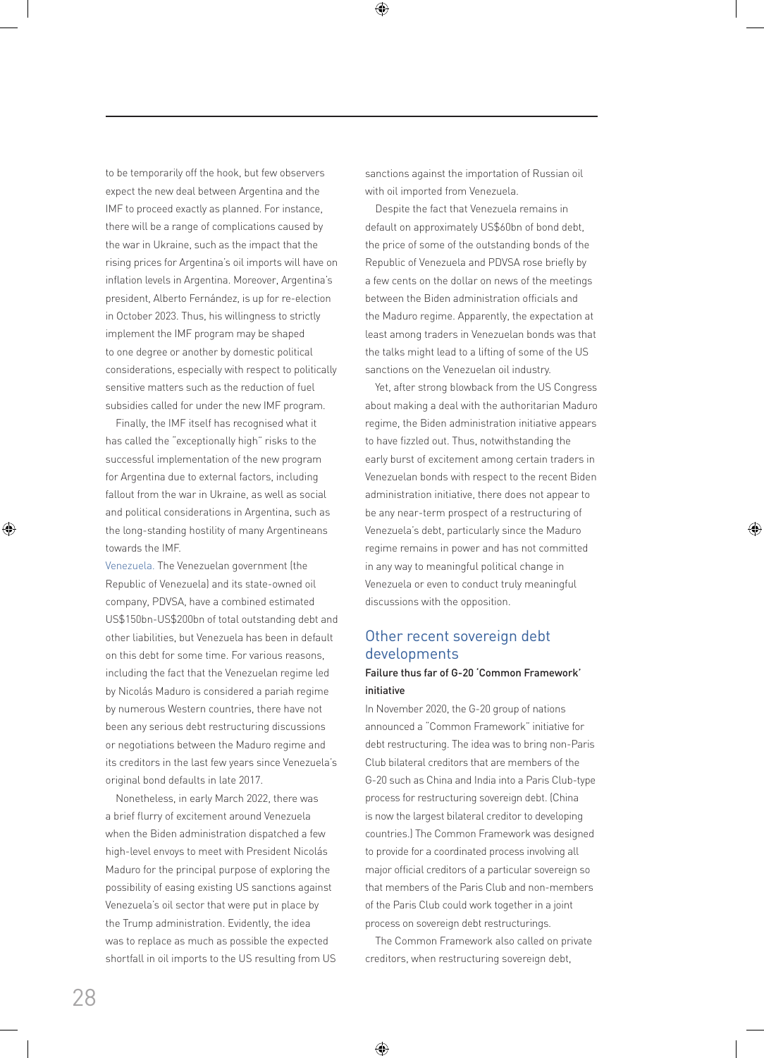to be temporarily off the hook, but few observers expect the new deal between Argentina and the IMF to proceed exactly as planned. For instance, there will be a range of complications caused by the war in Ukraine, such as the impact that the rising prices for Argentina's oil imports will have on inflation levels in Argentina. Moreover, Argentina's president, Alberto Fernández, is up for re-election in October 2023. Thus, his willingness to strictly implement the IMF program may be shaped to one degree or another by domestic political considerations, especially with respect to politically sensitive matters such as the reduction of fuel subsidies called for under the new IMF program.

Finally, the IMF itself has recognised what it has called the "exceptionally high" risks to the successful implementation of the new program for Argentina due to external factors, including fallout from the war in Ukraine, as well as social and political considerations in Argentina, such as the long-standing hostility of many Argentineans towards the IMF.

Venezuela. The Venezuelan government (the Republic of Venezuela) and its state-owned oil company, PDVSA, have a combined estimated US$150bn-US$200bn of total outstanding debt and other liabilities, but Venezuela has been in default on this debt for some time. For various reasons, including the fact that the Venezuelan regime led by Nicolás Maduro is considered a pariah regime by numerous Western countries, there have not been any serious debt restructuring discussions or negotiations between the Maduro regime and its creditors in the last few years since Venezuela's original bond defaults in late 2017.

Nonetheless, in early March 2022, there was a brief flurry of excitement around Venezuela when the Biden administration dispatched a few high-level envoys to meet with President Nicolás Maduro for the principal purpose of exploring the possibility of easing existing US sanctions against Venezuela's oil sector that were put in place by the Trump administration. Evidently, the idea was to replace as much as possible the expected shortfall in oil imports to the US resulting from US sanctions against the importation of Russian oil with oil imported from Venezuela.

Despite the fact that Venezuela remains in default on approximately US$60bn of bond debt, the price of some of the outstanding bonds of the Republic of Venezuela and PDVSA rose briefly by a few cents on the dollar on news of the meetings between the Biden administration officials and the Maduro regime. Apparently, the expectation at least among traders in Venezuelan bonds was that the talks might lead to a lifting of some of the US sanctions on the Venezuelan oil industry.

Yet, after strong blowback from the US Congress about making a deal with the authoritarian Maduro regime, the Biden administration initiative appears to have fizzled out. Thus, notwithstanding the early burst of excitement among certain traders in Venezuelan bonds with respect to the recent Biden administration initiative, there does not appear to be any near-term prospect of a restructuring of Venezuela's debt, particularly since the Maduro regime remains in power and has not committed in any way to meaningful political change in Venezuela or even to conduct truly meaningful discussions with the opposition.

## Other recent sovereign debt developments

### Failure thus far of G-20 'Common Framework' initiative

In November 2020, the G-20 group of nations announced a "Common Framework" initiative for debt restructuring. The idea was to bring non-Paris Club bilateral creditors that are members of the G-20 such as China and India into a Paris Club-type process for restructuring sovereign debt. (China is now the largest bilateral creditor to developing countries.) The Common Framework was designed to provide for a coordinated process involving all major official creditors of a particular sovereign so that members of the Paris Club and non-members of the Paris Club could work together in a joint process on sovereign debt restructurings.

The Common Framework also called on private creditors, when restructuring sovereign debt,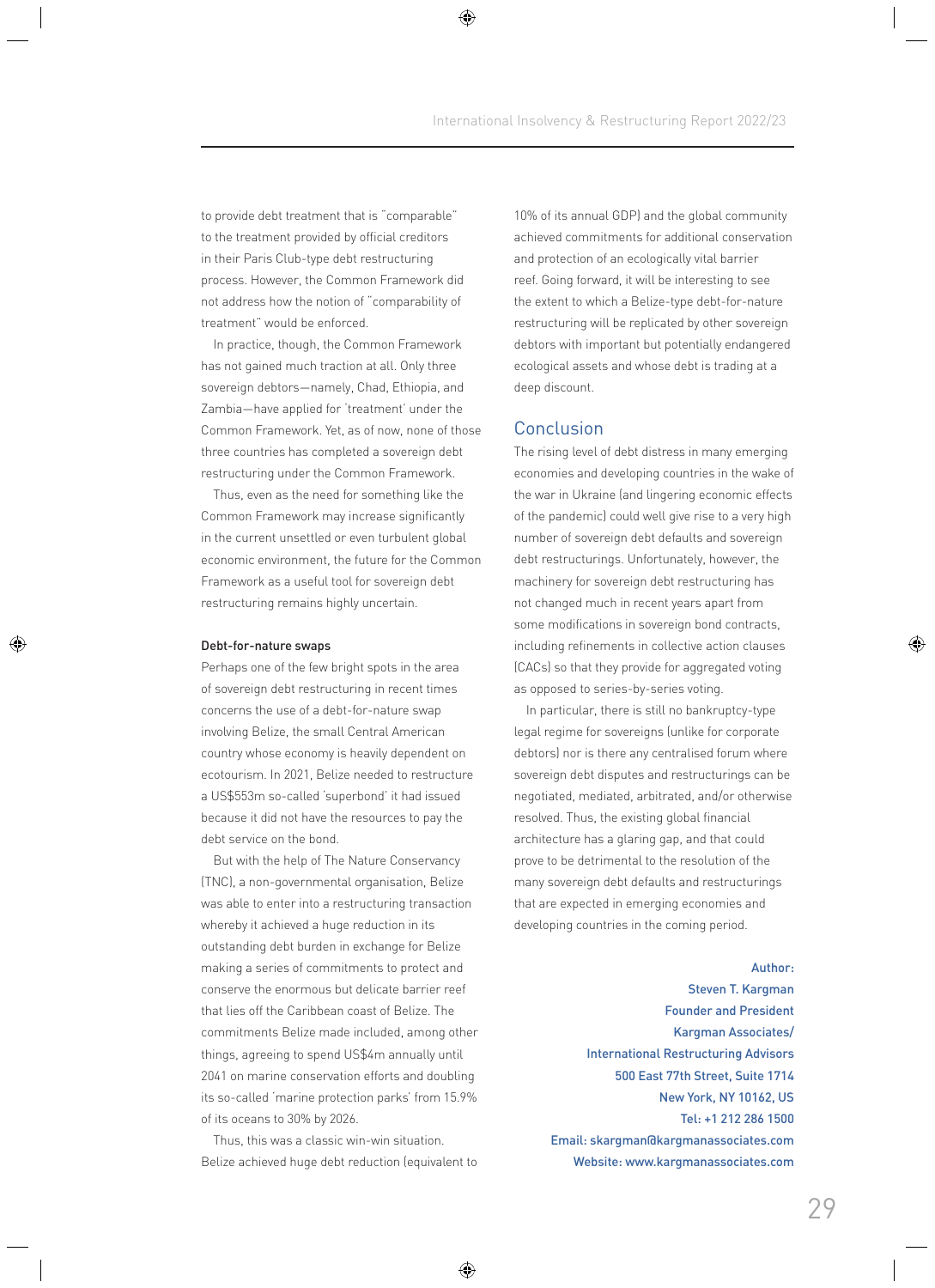to provide debt treatment that is "comparable" to the treatment provided by official creditors in their Paris Club-type debt restructuring process. However, the Common Framework did not address how the notion of "comparability of treatment" would be enforced.

In practice, though, the Common Framework has not gained much traction at all. Only three sovereign debtors—namely, Chad, Ethiopia, and Zambia—have applied for 'treatment' under the Common Framework. Yet, as of now, none of those three countries has completed a sovereign debt restructuring under the Common Framework.

Thus, even as the need for something like the Common Framework may increase significantly in the current unsettled or even turbulent global economic environment, the future for the Common Framework as a useful tool for sovereign debt restructuring remains highly uncertain.

### Debt-for-nature swaps

Perhaps one of the few bright spots in the area of sovereign debt restructuring in recent times concerns the use of a debt-for-nature swap involving Belize, the small Central American country whose economy is heavily dependent on ecotourism. In 2021, Belize needed to restructure a US$553m so-called 'superbond' it had issued because it did not have the resources to pay the debt service on the bond.

But with the help of The Nature Conservancy (TNC), a non-governmental organisation, Belize was able to enter into a restructuring transaction whereby it achieved a huge reduction in its outstanding debt burden in exchange for Belize making a series of commitments to protect and conserve the enormous but delicate barrier reef that lies off the Caribbean coast of Belize. The commitments Belize made included, among other things, agreeing to spend US$4m annually until 2041 on marine conservation efforts and doubling its so-called 'marine protection parks' from 15.9% of its oceans to 30% by 2026.

Thus, this was a classic win-win situation. Belize achieved huge debt reduction (equivalent to 10% of its annual GDP) and the global community achieved commitments for additional conservation and protection of an ecologically vital barrier reef. Going forward, it will be interesting to see the extent to which a Belize-type debt-for-nature restructuring will be replicated by other sovereign debtors with important but potentially endangered ecological assets and whose debt is trading at a deep discount.

## Conclusion

The rising level of debt distress in many emerging economies and developing countries in the wake of the war in Ukraine (and lingering economic effects of the pandemic) could well give rise to a very high number of sovereign debt defaults and sovereign debt restructurings. Unfortunately, however, the machinery for sovereign debt restructuring has not changed much in recent years apart from some modifications in sovereign bond contracts, including refinements in collective action clauses (CACs) so that they provide for aggregated voting as opposed to series-by-series voting.

In particular, there is still no bankruptcy-type legal regime for sovereigns (unlike for corporate debtors) nor is there any centralised forum where sovereign debt disputes and restructurings can be negotiated, mediated, arbitrated, and/or otherwise resolved. Thus, the existing global financial architecture has a glaring gap, and that could prove to be detrimental to the resolution of the many sovereign debt defaults and restructurings that are expected in emerging economies and developing countries in the coming period.

**Author:**
**Steven T. Kargman**
**Founder and President**
**Kargman Associates/**
**International Restructuring Advisors**
**500 East 77th Street, Suite 1714**
**New York, NY 10162, US**
**Tel: +1 212 286 1500**
**Email: skargman@kargmanassociates.com**
**Website: www.kargmanassociates.com**